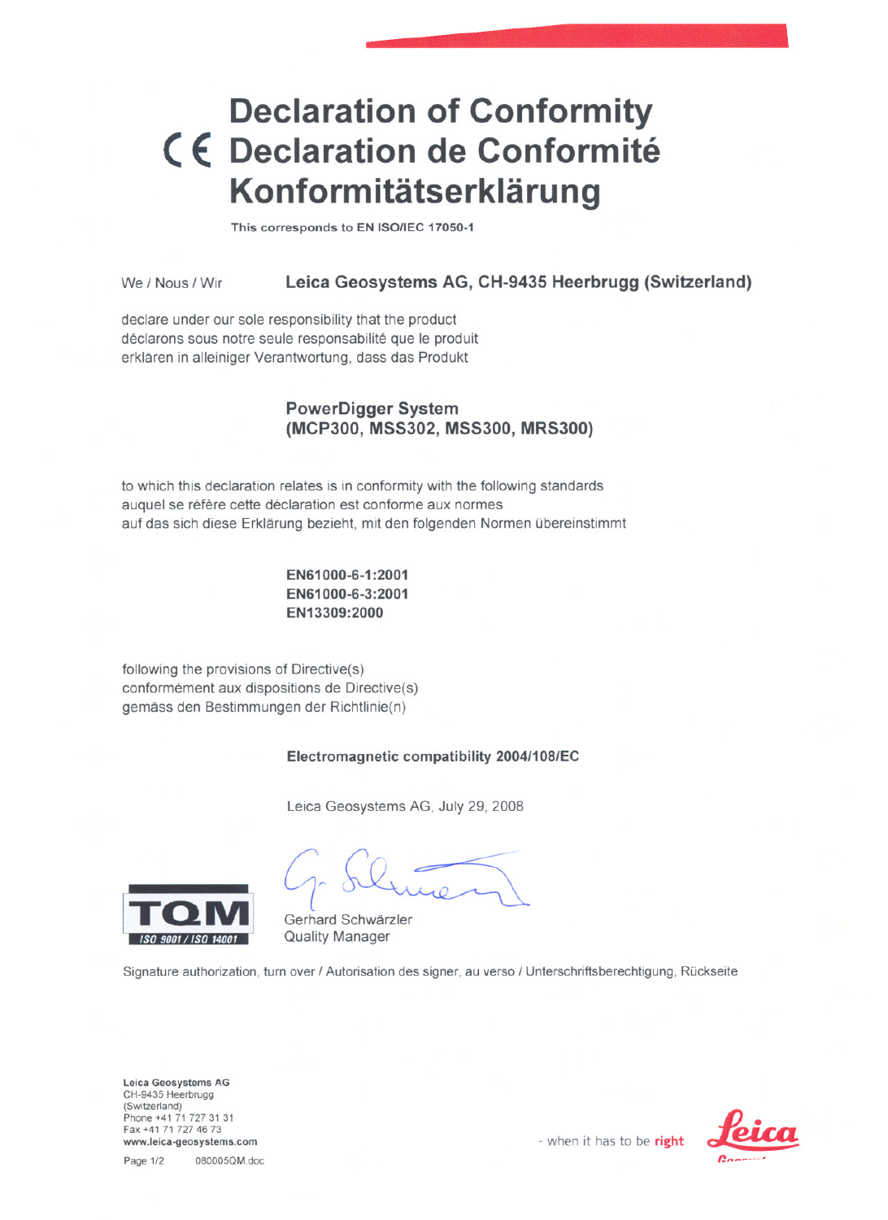# Declaration of Conformity
# CE Declaration de Conformité
# Konformitätserklärung

This corresponds to EN ISO/IEC 17050-1

We / Nous / Wir **Leica Geosystems AG, CH-9435 Heerbrugg (Switzerland)**

declare under our sole responsibility that the product
déclarons sous notre seule responsabilité que le produit
erklären in alleiniger Verantwortung, dass das Produkt

**PowerDigger System**
**(MCP300, MSS302, MSS300, MRS300)**

to which this declaration relates is in conformity with the following standards
auquel se réfère cette déclaration est conforme aux normes
auf das sich diese Erklärung bezieht, mit den folgenden Normen übereinstimmt

**EN61000-6-1:2001**
**EN61000-6-3:2001**
**EN13309:2000**

following the provisions of Directive(s)
conformément aux dispositions de Directive(s)
gemäss den Bestimmungen der Richtlinie(n)

**Electromagnetic compatibility 2004/108/EC**

Leica Geosystems AG, July 29, 2008

TQM
ISO 9001 / ISO 14001

Gerhard Schwärzler
Quality Manager

Signature authorization, turn over / Autorisation des signer, au verso / Unterschriftsberechtigung, Rückseite

**Leica Geosystems AG**
CH-9435 Heerbrugg
(Switzerland)
Phone +41 71 727 31 31
Fax +41 71 727 46 73
**www.leica-geosystems.com**

080005QM.doc

- when it has to be **right**

Leica Geosystems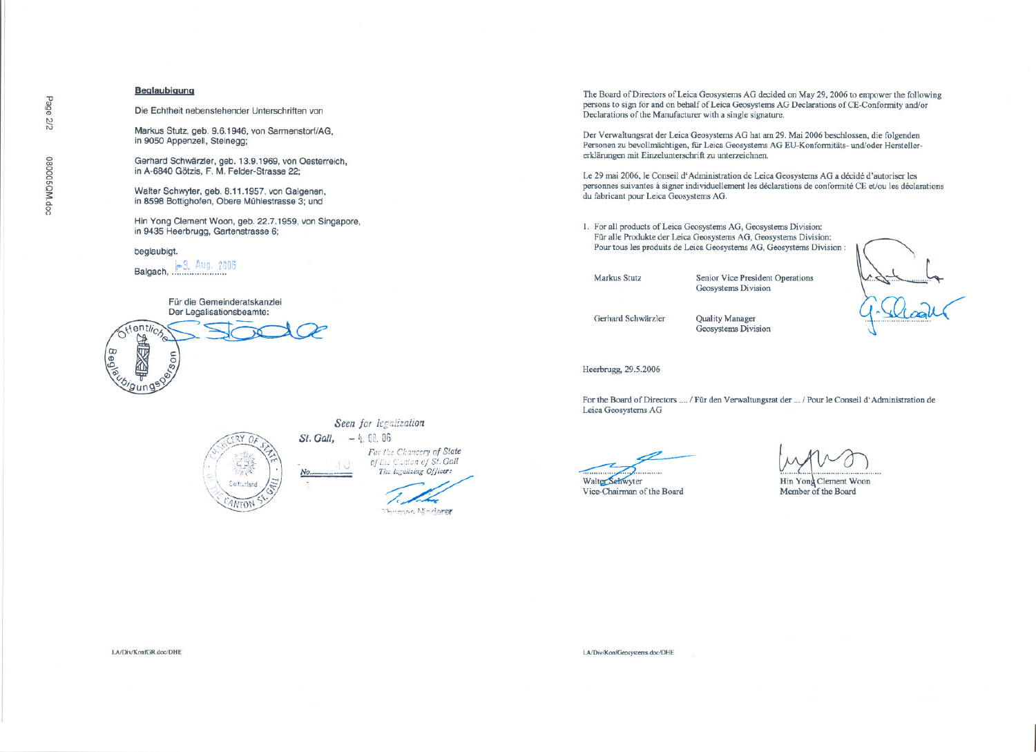**Beglaubigung**

Die Echtheit nebenstehender Unterschriften von

Markus Stutz, geb. 9.6.1946, von Sarmenstorf/AG, in 9050 Appenzell, Steinegg;

Gerhard Schwärzler, geb. 13.9.1969, von Oesterreich, in A-6840 Götzis, F. M. Felder-Strasse 22;

Walter Schwyter, geb. 8.11.1957, von Galgenen, in 8598 Bottighofen, Obere Mühlestrasse 3; und

Hin Yong Clement Woon, geb. 22.7.1959, von Singapore, in 9435 Heerbrugg, Gartenstrasse 6;

beglaubigt.

Balgach, - 3. Aug. 2006

Für die Gemeinderatskanzlei
Der Legalisationsbeamte:

Öffentliche Beglaubigungsperson

*Seen for legalization*

St. Gall, - 4. 08. 06

No. 10

*For the Chancery of State of the Canton of St. Gall*
*The legalizing Officer:*

Thomas Niederer

Chancery of State of the Canton St. Gall Switzerland

The Board of Directors of Leica Geosystems AG decided on May 29, 2006 to empower the following persons to sign for and on behalf of Leica Geosystems AG Declarations of CE-Conformity and/or Declarations of the Manufacturer with a single signature.

Der Verwaltungsrat der Leica Geosystems AG hat am 29. Mai 2006 beschlossen, die folgenden Personen zu bevollmächtigen, für Leica Geosystems AG EU-Konformitäts- und/oder Hersteller-erklärungen mit Einzelunterschrift zu unterzeichnen.

Le 29 mai 2006, le Conseil d'Administration de Leica Geosystems AG a décidé d'autoriser les personnes suivantes à signer individuellement les déclarations de conformité CE et/ou les déclarations du fabricant pour Leica Geosystems AG.

1. For all products of Leica Geosystems AG, Geosystems Division:
   Für alle Produkte der Leica Geosystems AG, Geosystems Division:
   Pour tous les produits de Leica Geosystems AG, Geosystems Division :

| | | |
|---|---|---|
| Markus Stutz | Senior Vice President Operations Geosystems Division | |
| Gerhard Schwärzler | Quality Manager Geosystems Division | |

Heerbrugg, 29.5.2006

For the Board of Directors .... / Für den Verwaltungsrat der ... / Pour le Conseil d'Administration de Leica Geosystems AG

Walter Schwyter
Vice-Chairman of the Board

Hin Yong Clement Woon
Member of the Board

LA/Div/KonfGR.doc/DHE

LA/Div/Konf/Geosystems.doc/DHE